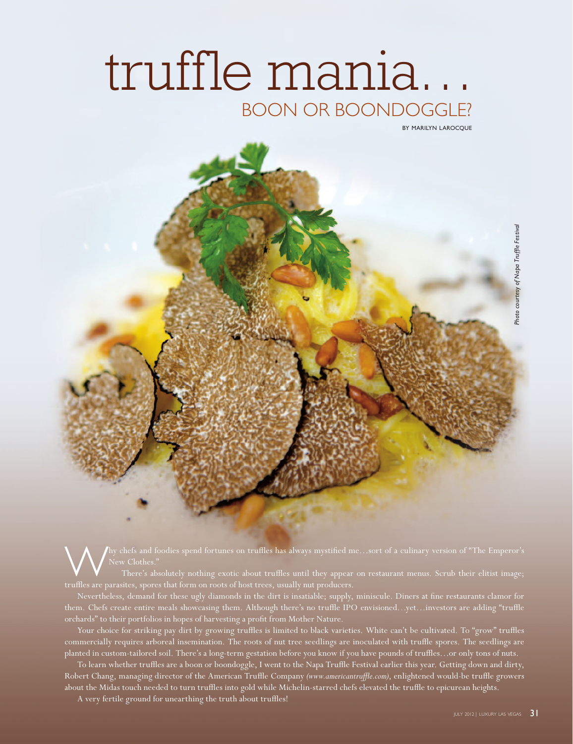# truffle mania…

## BOON OR BOONDOGGLE?

BY MARILYN LAROCQUE

*Photo courtesy of Napa Truffle Festival*

Why chefs and foodies spend fortunes on truffles has always mystified me…sort of a culinary version of "The Emperor's New Clothes."

There's absolutely nothing exotic about truffles until they appear on restaurant menus. Scrub their elitist image; truffles are parasites, spores that form on roots of host trees, usually nut producers.

Nevertheless, demand for these ugly diamonds in the dirt is insatiable; supply, miniscule. Diners at fine restaurants clamor for them. Chefs create entire meals showcasing them. Although there's no truffle IPO envisioned…yet…investors are adding "truffle orchards" to their portfolios in hopes of harvesting a profit from Mother Nature.

Your choice for striking pay dirt by growing truffles is limited to black varieties. White can't be cultivated. To "grow" truffles commercially requires arboreal insemination. The roots of nut tree seedlings are inoculated with truffle spores. The seedlings are planted in custom-tailored soil. There's a long-term gestation before you know if you have pounds of truffles…or only tons of nuts.

To learn whether truffles are a boon or boondoggle, I went to the Napa Truffle Festival earlier this year. Getting down and dirty, Robert Chang, managing director of the American Truffle Company *(www.americantruffle.com)*, enlightened would-be truffle growers about the Midas touch needed to turn truffles into gold while Michelin-starred chefs elevated the truffle to epicurean heights.

A very fertile ground for unearthing the truth about truffles!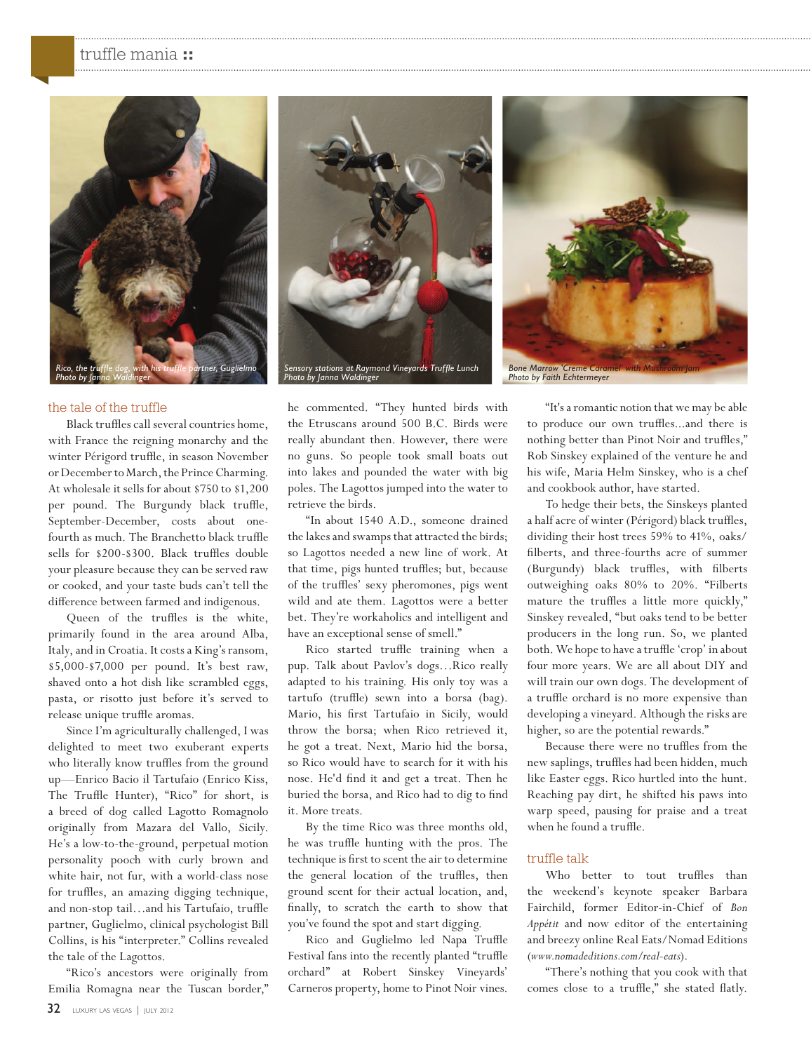Rico, the truffle dog, with his truffle partner, Guglielmo
Photo by Janna Waldinger

Sensory stations at Raymond Vineyards Truffle Lunch
Photo by Janna Waldinger

Bone Marrow 'Creme Caramel' with Mushroom Jam
Photo by Faith Echtermeyer

## the tale of the truffle

Black truffles call several countries home, with France the reigning monarchy and the winter Périgord truffle, in season November or December to March, the Prince Charming. At wholesale it sells for about $750 to $1,200 per pound. The Burgundy black truffle, September-December, costs about one-fourth as much. The Branchetto black truffle sells for $200-$300. Black truffles double your pleasure because they can be served raw or cooked, and your taste buds can't tell the difference between farmed and indigenous.

Queen of the truffles is the white, primarily found in the area around Alba, Italy, and in Croatia. It costs a King's ransom, $5,000-$7,000 per pound. It's best raw, shaved onto a hot dish like scrambled eggs, pasta, or risotto just before it's served to release unique truffle aromas.

Since I'm agriculturally challenged, I was delighted to meet two exuberant experts who literally know truffles from the ground up—Enrico Bacio il Tartufaio (Enrico Kiss, The Truffle Hunter), "Rico" for short, is a breed of dog called Lagotto Romagnolo originally from Mazara del Vallo, Sicily. He's a low-to-the-ground, perpetual motion personality pooch with curly brown and white hair, not fur, with a world-class nose for truffles, an amazing digging technique, and non-stop tail…and his Tartufaio, truffle partner, Guglielmo, clinical psychologist Bill Collins, is his "interpreter." Collins revealed the tale of the Lagottos.

"Rico's ancestors were originally from Emilia Romagna near the Tuscan border," he commented. "They hunted birds with the Etruscans around 500 B.C. Birds were really abundant then. However, there were no guns. So people took small boats out into lakes and pounded the water with big poles. The Lagottos jumped into the water to retrieve the birds.

"In about 1540 A.D., someone drained the lakes and swamps that attracted the birds; so Lagottos needed a new line of work. At that time, pigs hunted truffles; but, because of the truffles' sexy pheromones, pigs went wild and ate them. Lagottos were a better bet. They're workaholics and intelligent and have an exceptional sense of smell."

Rico started truffle training when a pup. Talk about Pavlov's dogs…Rico really adapted to his training. His only toy was a tartufo (truffle) sewn into a borsa (bag). Mario, his first Tartufaio in Sicily, would throw the borsa; when Rico retrieved it, he got a treat. Next, Mario hid the borsa, so Rico would have to search for it with his nose. He'd find it and get a treat. Then he buried the borsa, and Rico had to dig to find it. More treats.

By the time Rico was three months old, he was truffle hunting with the pros. The technique is first to scent the air to determine the general location of the truffles, then ground scent for their actual location, and, finally, to scratch the earth to show that you've found the spot and start digging.

Rico and Guglielmo led Napa Truffle Festival fans into the recently planted "truffle orchard" at Robert Sinskey Vineyards' Carneros property, home to Pinot Noir vines.

"It's a romantic notion that we may be able to produce our own truffles...and there is nothing better than Pinot Noir and truffles," Rob Sinskey explained of the venture he and his wife, Maria Helm Sinskey, who is a chef and cookbook author, have started.

To hedge their bets, the Sinskeys planted a half acre of winter (Périgord) black truffles, dividing their host trees 59% to 41%, oaks/filberts, and three-fourths acre of summer (Burgundy) black truffles, with filberts outweighing oaks 80% to 20%. "Filberts mature the truffles a little more quickly," Sinskey revealed, "but oaks tend to be better producers in the long run. So, we planted both. We hope to have a truffle 'crop' in about four more years. We are all about DIY and will train our own dogs. The development of a truffle orchard is no more expensive than developing a vineyard. Although the risks are higher, so are the potential rewards."

Because there were no truffles from the new saplings, truffles had been hidden, much like Easter eggs. Rico hurtled into the hunt. Reaching pay dirt, he shifted his paws into warp speed, pausing for praise and a treat when he found a truffle.

## truffle talk

Who better to tout truffles than the weekend's keynote speaker Barbara Fairchild, former Editor-in-Chief of *Bon Appétit* and now editor of the entertaining and breezy online Real Eats/Nomad Editions (*www.nomadeditions.com/real-eats*).

"There's nothing that you cook with that comes close to a truffle," she stated flatly.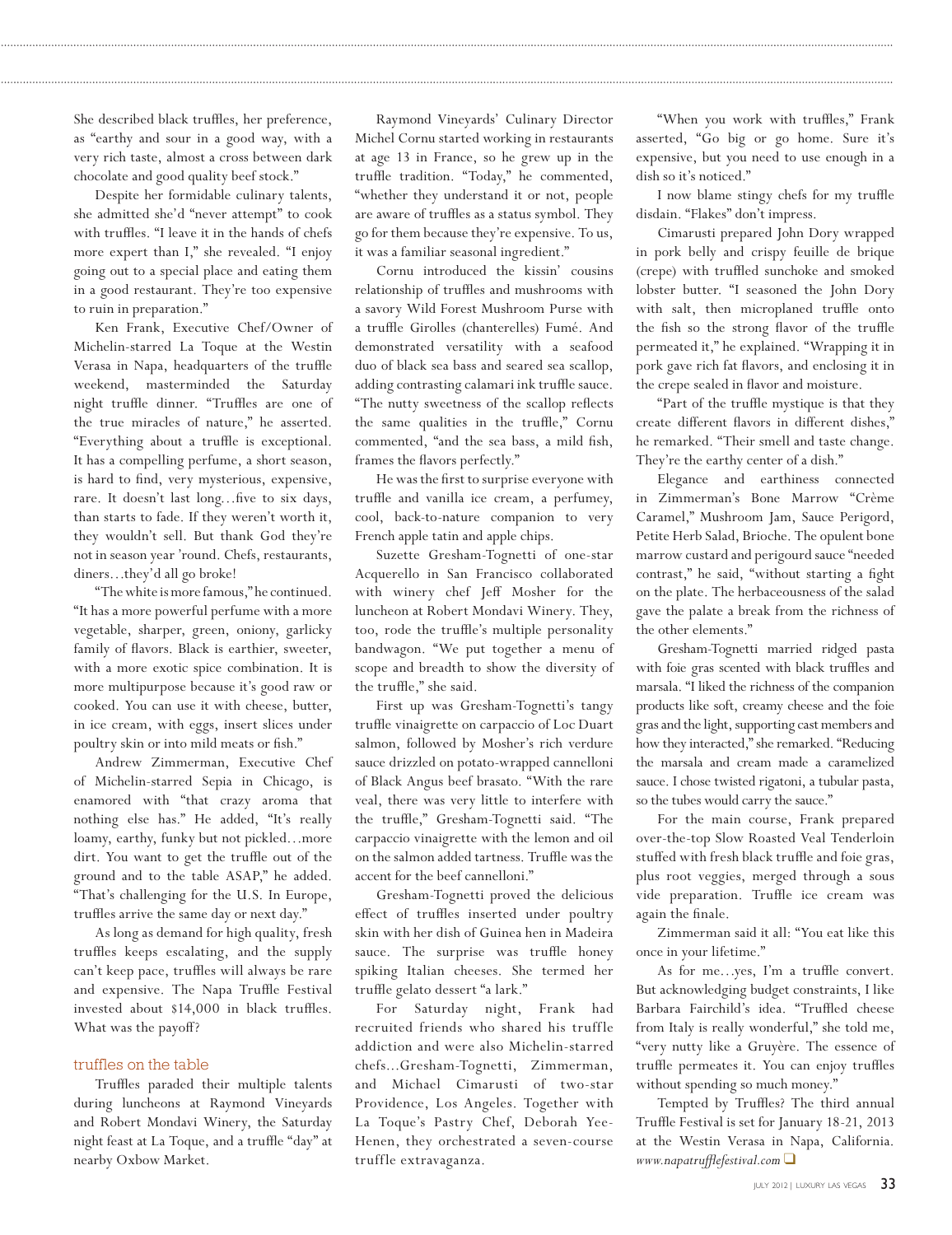She described black truffles, her preference, as "earthy and sour in a good way, with a very rich taste, almost a cross between dark chocolate and good quality beef stock."

Despite her formidable culinary talents, she admitted she'd "never attempt" to cook with truffles. "I leave it in the hands of chefs more expert than I," she revealed. "I enjoy going out to a special place and eating them in a good restaurant. They're too expensive to ruin in preparation."

Ken Frank, Executive Chef/Owner of Michelin-starred La Toque at the Westin Verasa in Napa, headquarters of the truffle weekend, masterminded the Saturday night truffle dinner. "Truffles are one of the true miracles of nature," he asserted. "Everything about a truffle is exceptional. It has a compelling perfume, a short season, is hard to find, very mysterious, expensive, rare. It doesn't last long…five to six days, than starts to fade. If they weren't worth it, they wouldn't sell. But thank God they're not in season year 'round. Chefs, restaurants, diners…they'd all go broke!

"The white is more famous," he continued. "It has a more powerful perfume with a more vegetable, sharper, green, oniony, garlicky family of flavors. Black is earthier, sweeter, with a more exotic spice combination. It is more multipurpose because it's good raw or cooked. You can use it with cheese, butter, in ice cream, with eggs, insert slices under poultry skin or into mild meats or fish."

Andrew Zimmerman, Executive Chef of Michelin-starred Sepia in Chicago, is enamored with "that crazy aroma that nothing else has." He added, "It's really loamy, earthy, funky but not pickled…more dirt. You want to get the truffle out of the ground and to the table ASAP," he added. "That's challenging for the U.S. In Europe, truffles arrive the same day or next day."

As long as demand for high quality, fresh truffles keeps escalating, and the supply can't keep pace, truffles will always be rare and expensive. The Napa Truffle Festival invested about $14,000 in black truffles. What was the payoff?

## truffles on the table

Truffles paraded their multiple talents during luncheons at Raymond Vineyards and Robert Mondavi Winery, the Saturday night feast at La Toque, and a truffle "day" at nearby Oxbow Market.

Raymond Vineyards' Culinary Director Michel Cornu started working in restaurants at age 13 in France, so he grew up in the truffle tradition. "Today," he commented, "whether they understand it or not, people are aware of truffles as a status symbol. They go for them because they're expensive. To us, it was a familiar seasonal ingredient."

Cornu introduced the kissin' cousins relationship of truffles and mushrooms with a savory Wild Forest Mushroom Purse with a truffle Girolles (chanterelles) Fumé. And demonstrated versatility with a seafood duo of black sea bass and seared sea scallop, adding contrasting calamari ink truffle sauce. "The nutty sweetness of the scallop reflects the same qualities in the truffle," Cornu commented, "and the sea bass, a mild fish, frames the flavors perfectly."

He was the first to surprise everyone with truffle and vanilla ice cream, a perfumey, cool, back-to-nature companion to very French apple tatin and apple chips.

Suzette Gresham-Tognetti of one-star Acquerello in San Francisco collaborated with winery chef Jeff Mosher for the luncheon at Robert Mondavi Winery. They, too, rode the truffle's multiple personality bandwagon. "We put together a menu of scope and breadth to show the diversity of the truffle," she said.

First up was Gresham-Tognetti's tangy truffle vinaigrette on carpaccio of Loc Duart salmon, followed by Mosher's rich verdure sauce drizzled on potato-wrapped cannelloni of Black Angus beef brasato. "With the rare veal, there was very little to interfere with the truffle," Gresham-Tognetti said. "The carpaccio vinaigrette with the lemon and oil on the salmon added tartness. Truffle was the accent for the beef cannelloni."

Gresham-Tognetti proved the delicious effect of truffles inserted under poultry skin with her dish of Guinea hen in Madeira sauce. The surprise was truffle honey spiking Italian cheeses. She termed her truffle gelato dessert "a lark."

For Saturday night, Frank had recruited friends who shared his truffle addiction and were also Michelin-starred chefs…Gresham-Tognetti, Zimmerman, and Michael Cimarusti of two-star Providence, Los Angeles. Together with La Toque's Pastry Chef, Deborah Yee-Henen, they orchestrated a seven-course truffle extravaganza.

"When you work with truffles," Frank asserted, "Go big or go home. Sure it's expensive, but you need to use enough in a dish so it's noticed."

I now blame stingy chefs for my truffle disdain. "Flakes" don't impress.

Cimarusti prepared John Dory wrapped in pork belly and crispy feuille de brique (crepe) with truffled sunchoke and smoked lobster butter. "I seasoned the John Dory with salt, then microplaned truffle onto the fish so the strong flavor of the truffle permeated it," he explained. "Wrapping it in pork gave rich fat flavors, and enclosing it in the crepe sealed in flavor and moisture.

"Part of the truffle mystique is that they create different flavors in different dishes," he remarked. "Their smell and taste change. They're the earthy center of a dish."

Elegance and earthiness connected in Zimmerman's Bone Marrow "Crème Caramel," Mushroom Jam, Sauce Perigord, Petite Herb Salad, Brioche. The opulent bone marrow custard and perigourd sauce "needed contrast," he said, "without starting a fight on the plate. The herbaceousness of the salad gave the palate a break from the richness of the other elements."

Gresham-Tognetti married ridged pasta with foie gras scented with black truffles and marsala. "I liked the richness of the companion products like soft, creamy cheese and the foie gras and the light, supporting cast members and how they interacted," she remarked. "Reducing the marsala and cream made a caramelized sauce. I chose twisted rigatoni, a tubular pasta, so the tubes would carry the sauce."

For the main course, Frank prepared over-the-top Slow Roasted Veal Tenderloin stuffed with fresh black truffle and foie gras, plus root veggies, merged through a sous vide preparation. Truffle ice cream was again the finale.

Zimmerman said it all: "You eat like this once in your lifetime."

As for me…yes, I'm a truffle convert. But acknowledging budget constraints, I like Barbara Fairchild's idea. "Truffled cheese from Italy is really wonderful," she told me, "very nutty like a Gruyère. The essence of truffle permeates it. You can enjoy truffles without spending so much money."

Tempted by Truffles? The third annual Truffle Festival is set for January 18-21, 2013 at the Westin Verasa in Napa, California. *www.napatrufflefestival.com* ❑